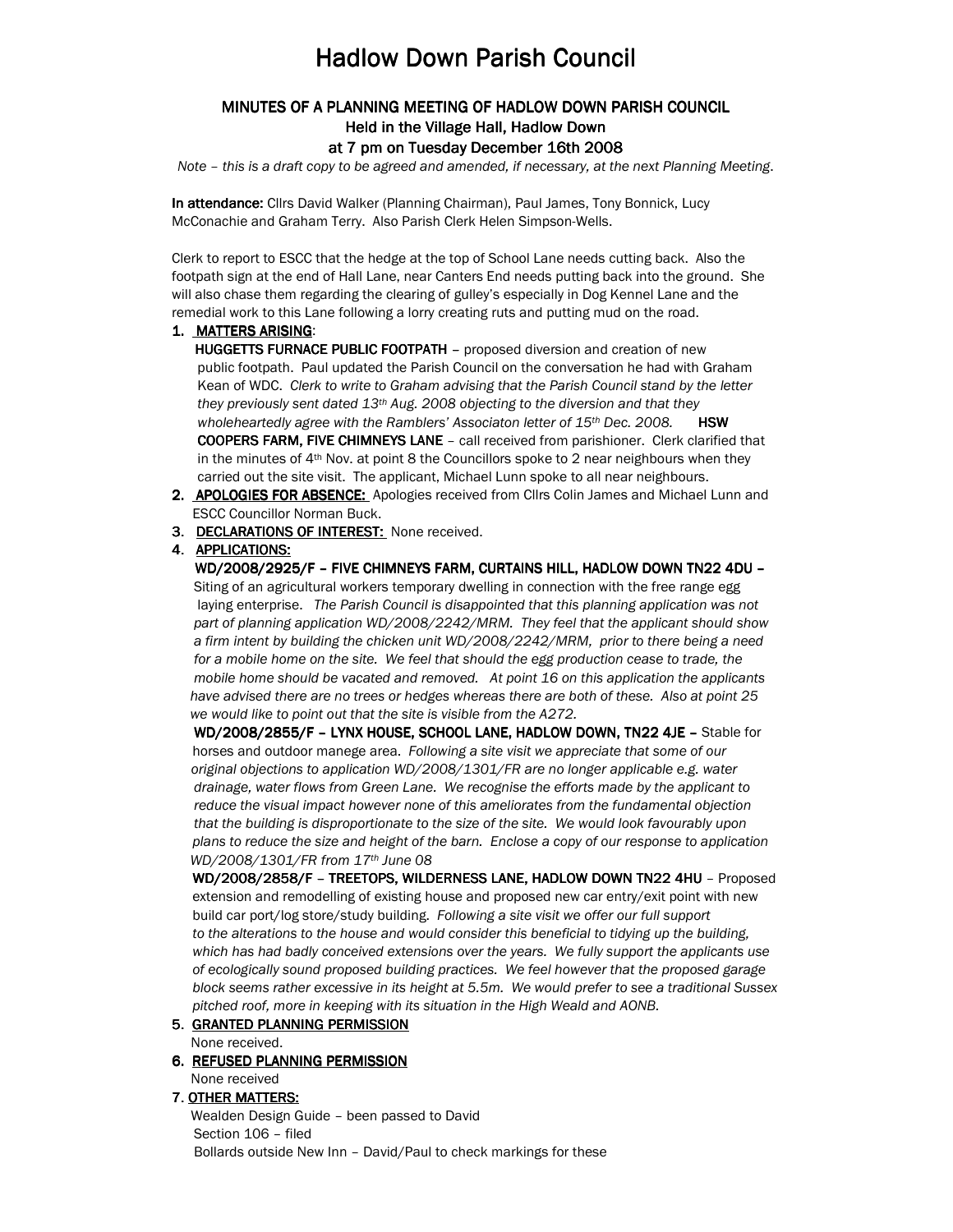# Hadlow Down Parish Council

## MINUTES OF A PLANNING MEETING OF HADLOW DOWN PARISH COUNCIL
### Held in the Village Hall, Hadlow Down
### at 7 pm on Tuesday December 16th 2008

*Note – this is a draft copy to be agreed and amended, if necessary, at the next Planning Meeting.*

**In attendance:** Cllrs David Walker (Planning Chairman), Paul James, Tony Bonnick, Lucy McConachie and Graham Terry. Also Parish Clerk Helen Simpson-Wells.

Clerk to report to ESCC that the hedge at the top of School Lane needs cutting back. Also the footpath sign at the end of Hall Lane, near Canters End needs putting back into the ground. She will also chase them regarding the clearing of gulley's especially in Dog Kennel Lane and the remedial work to this Lane following a lorry creating ruts and putting mud on the road.

1. **MATTERS ARISING**:

   **HUGGETTS FURNACE PUBLIC FOOTPATH** – proposed diversion and creation of new public footpath. Paul updated the Parish Council on the conversation he had with Graham Kean of WDC. *Clerk to write to Graham advising that the Parish Council stand by the letter they previously sent dated 13th Aug. 2008 objecting to the diversion and that they wholeheartedly agree with the Ramblers' Associaton letter of 15th Dec. 2008.* **HSW**

   **COOPERS FARM, FIVE CHIMNEYS LANE** – call received from parishioner. Clerk clarified that in the minutes of 4th Nov. at point 8 the Councillors spoke to 2 near neighbours when they carried out the site visit. The applicant, Michael Lunn spoke to all near neighbours.

2. **APOLOGIES FOR ABSENCE:** Apologies received from Cllrs Colin James and Michael Lunn and ESCC Councillor Norman Buck.

3. **DECLARATIONS OF INTEREST:** None received.

4. **APPLICATIONS:**

   **WD/2008/2925/F – FIVE CHIMNEYS FARM, CURTAINS HILL, HADLOW DOWN TN22 4DU –** Siting of an agricultural workers temporary dwelling in connection with the free range egg laying enterprise. *The Parish Council is disappointed that this planning application was not part of planning application WD/2008/2242/MRM. They feel that the applicant should show a firm intent by building the chicken unit WD/2008/2242/MRM, prior to there being a need for a mobile home on the site. We feel that should the egg production cease to trade, the mobile home should be vacated and removed. At point 16 on this application the applicants have advised there are no trees or hedges whereas there are both of these. Also at point 25 we would like to point out that the site is visible from the A272.*

   **WD/2008/2855/F – LYNX HOUSE, SCHOOL LANE, HADLOW DOWN, TN22 4JE –** Stable for horses and outdoor manege area. *Following a site visit we appreciate that some of our original objections to application WD/2008/1301/FR are no longer applicable e.g. water drainage, water flows from Green Lane. We recognise the efforts made by the applicant to reduce the visual impact however none of this ameliorates from the fundamental objection that the building is disproportionate to the size of the site. We would look favourably upon plans to reduce the size and height of the barn. Enclose a copy of our response to application WD/2008/1301/FR from 17th June 08*

   **WD/2008/2858/F – TREETOPS, WILDERNESS LANE, HADLOW DOWN TN22 4HU** – Proposed extension and remodelling of existing house and proposed new car entry/exit point with new build car port/log store/study building. *Following a site visit we offer our full support to the alterations to the house and would consider this beneficial to tidying up the building, which has had badly conceived extensions over the years. We fully support the applicants use of ecologically sound proposed building practices. We feel however that the proposed garage block seems rather excessive in its height at 5.5m. We would prefer to see a traditional Sussex pitched roof, more in keeping with its situation in the High Weald and AONB.*

5. **GRANTED PLANNING PERMISSION**

   None received.

6. **REFUSED PLANNING PERMISSION**

   None received

7. **OTHER MATTERS:**

   Wealden Design Guide – been passed to David
   Section 106 – filed
   Bollards outside New Inn – David/Paul to check markings for these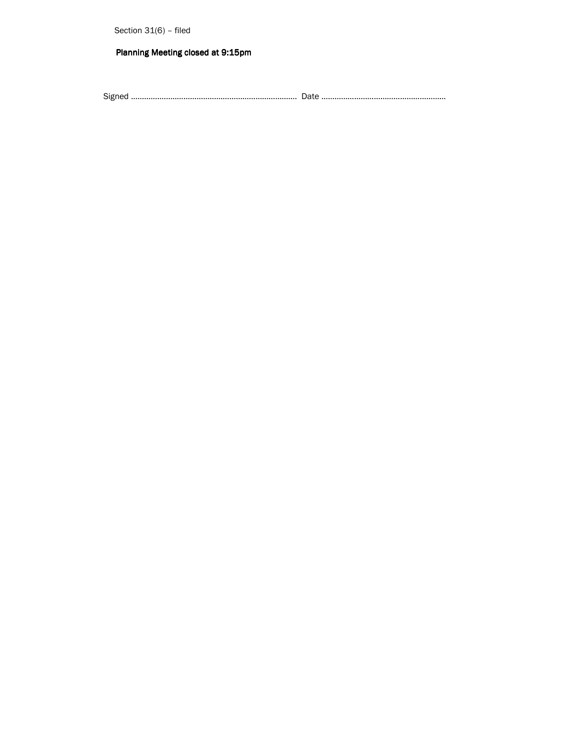Section 31(6) – filed

**Planning Meeting closed at 9:15pm**

Signed ............................................................................ Date .........................................................